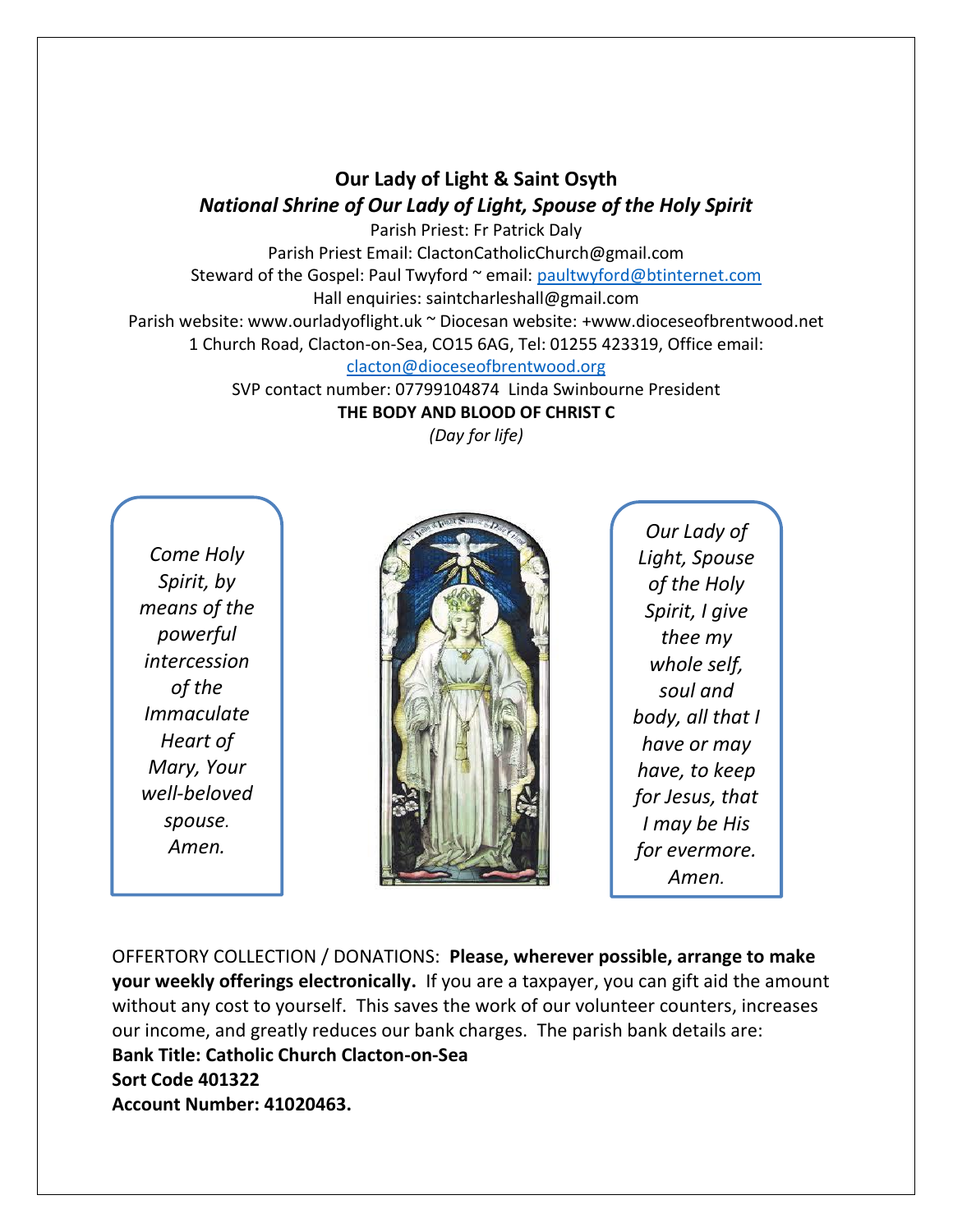# Our Lady of Light & Saint Osyth

## *National Shrine of Our Lady of Light, Spouse of the Holy Spirit*

Parish Priest: Fr Patrick Daly
Parish Priest Email: ClactonCatholicChurch@gmail.com
Steward of the Gospel: Paul Twyford ~ email: paultwyford@btinternet.com
Hall enquiries: saintcharleshall@gmail.com
Parish website: www.ourladyoflight.uk ~ Diocesan website: +www.dioceseofbrentwood.net
1 Church Road, Clacton-on-Sea, CO15 6AG, Tel: 01255 423319, Office email: clacton@dioceseofbrentwood.org
SVP contact number: 07799104874 Linda Swinbourne President

**THE BODY AND BLOOD OF CHRIST C**

*(Day for life)*

*Come Holy Spirit, by means of the powerful intercession of the Immaculate Heart of Mary, Your well-beloved spouse. Amen.*

*Our Lady of Light, Spouse of the Holy Spirit, I give thee my whole self, soul and body, all that I have or may have, to keep for Jesus, that I may be His for evermore. Amen.*

OFFERTORY COLLECTION / DONATIONS: **Please, wherever possible, arrange to make your weekly offerings electronically.** If you are a taxpayer, you can gift aid the amount without any cost to yourself. This saves the work of our volunteer counters, increases our income, and greatly reduces our bank charges. The parish bank details are:

**Bank Title: Catholic Church Clacton-on-Sea**
**Sort Code 401322**
**Account Number: 41020463.**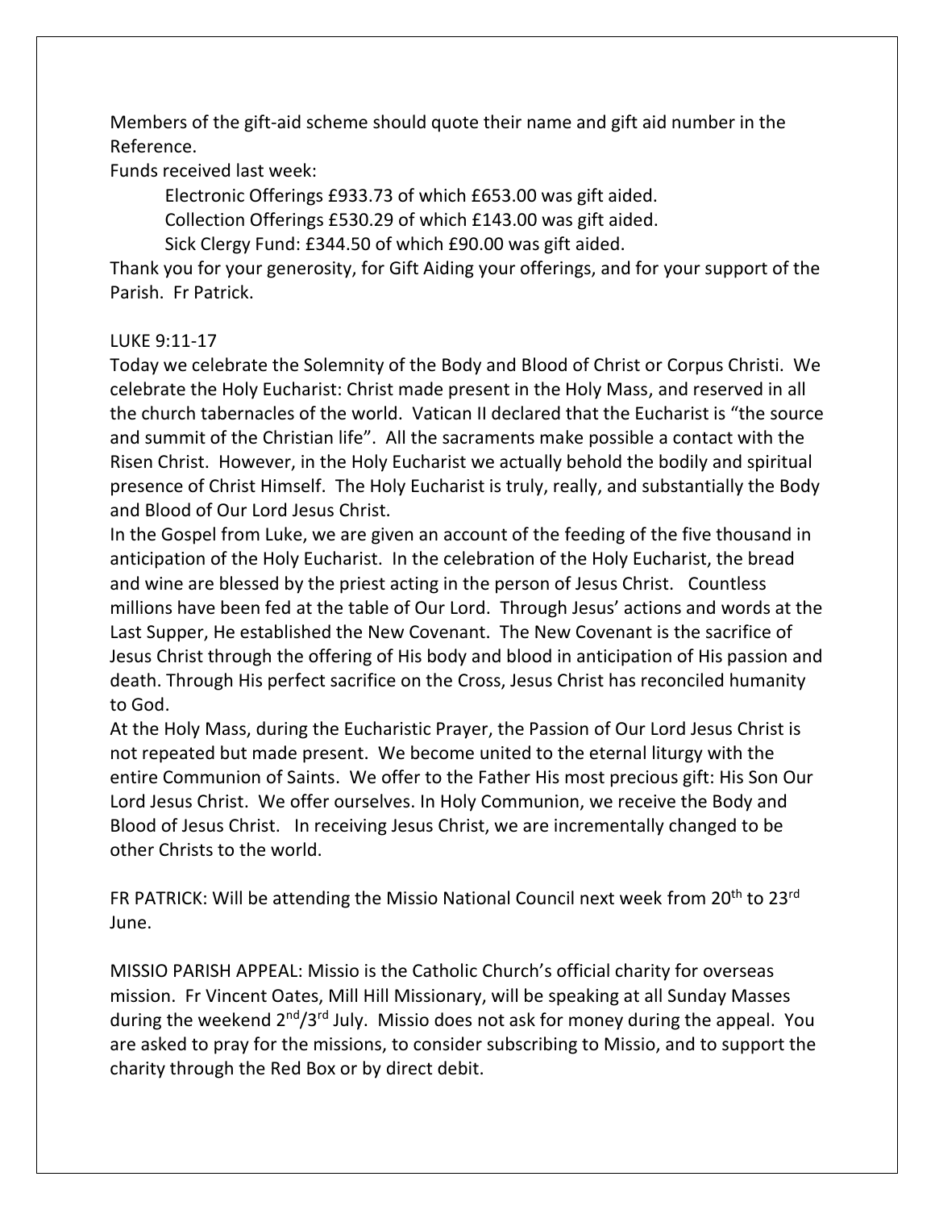Members of the gift-aid scheme should quote their name and gift aid number in the Reference.

Funds received last week:

Electronic Offerings £933.73 of which £653.00 was gift aided.

Collection Offerings £530.29 of which £143.00 was gift aided.

Sick Clergy Fund: £344.50 of which £90.00 was gift aided.

Thank you for your generosity, for Gift Aiding your offerings, and for your support of the Parish. Fr Patrick.

LUKE 9:11-17

Today we celebrate the Solemnity of the Body and Blood of Christ or Corpus Christi. We celebrate the Holy Eucharist: Christ made present in the Holy Mass, and reserved in all the church tabernacles of the world. Vatican II declared that the Eucharist is "the source and summit of the Christian life". All the sacraments make possible a contact with the Risen Christ. However, in the Holy Eucharist we actually behold the bodily and spiritual presence of Christ Himself. The Holy Eucharist is truly, really, and substantially the Body and Blood of Our Lord Jesus Christ.

In the Gospel from Luke, we are given an account of the feeding of the five thousand in anticipation of the Holy Eucharist. In the celebration of the Holy Eucharist, the bread and wine are blessed by the priest acting in the person of Jesus Christ. Countless millions have been fed at the table of Our Lord. Through Jesus' actions and words at the Last Supper, He established the New Covenant. The New Covenant is the sacrifice of Jesus Christ through the offering of His body and blood in anticipation of His passion and death. Through His perfect sacrifice on the Cross, Jesus Christ has reconciled humanity to God.

At the Holy Mass, during the Eucharistic Prayer, the Passion of Our Lord Jesus Christ is not repeated but made present. We become united to the eternal liturgy with the entire Communion of Saints. We offer to the Father His most precious gift: His Son Our Lord Jesus Christ. We offer ourselves. In Holy Communion, we receive the Body and Blood of Jesus Christ. In receiving Jesus Christ, we are incrementally changed to be other Christs to the world.

FR PATRICK: Will be attending the Missio National Council next week from 20th to 23rd June.

MISSIO PARISH APPEAL: Missio is the Catholic Church's official charity for overseas mission. Fr Vincent Oates, Mill Hill Missionary, will be speaking at all Sunday Masses during the weekend 2nd/3rd July. Missio does not ask for money during the appeal. You are asked to pray for the missions, to consider subscribing to Missio, and to support the charity through the Red Box or by direct debit.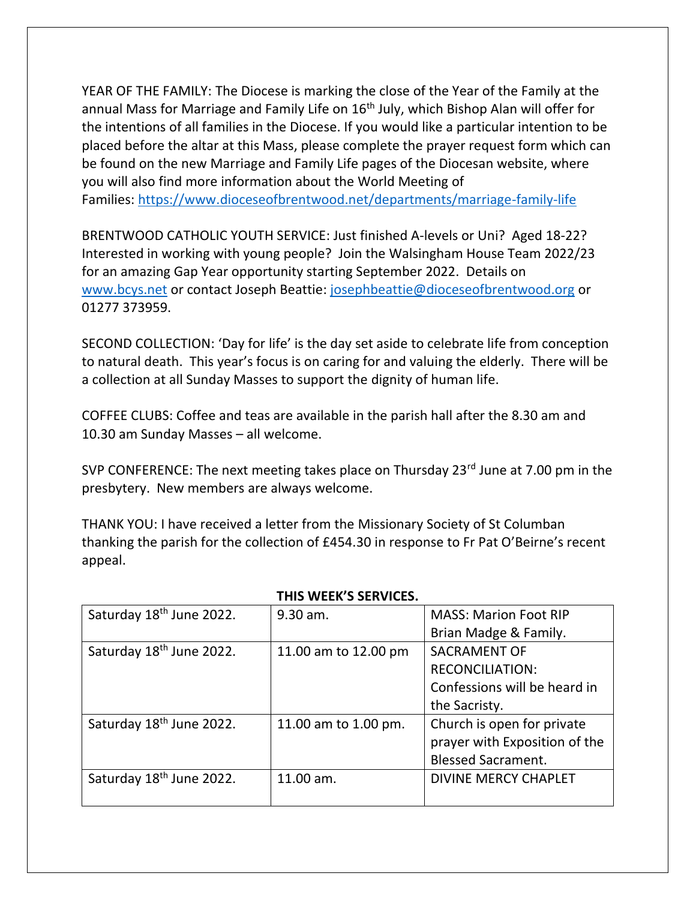YEAR OF THE FAMILY: The Diocese is marking the close of the Year of the Family at the annual Mass for Marriage and Family Life on 16th July, which Bishop Alan will offer for the intentions of all families in the Diocese. If you would like a particular intention to be placed before the altar at this Mass, please complete the prayer request form which can be found on the new Marriage and Family Life pages of the Diocesan website, where you will also find more information about the World Meeting of Families: https://www.dioceseofbrentwood.net/departments/marriage-family-life

BRENTWOOD CATHOLIC YOUTH SERVICE: Just finished A-levels or Uni? Aged 18-22? Interested in working with young people? Join the Walsingham House Team 2022/23 for an amazing Gap Year opportunity starting September 2022. Details on www.bcys.net or contact Joseph Beattie: josephbeattie@dioceseofbrentwood.org or 01277 373959.

SECOND COLLECTION: 'Day for life' is the day set aside to celebrate life from conception to natural death. This year's focus is on caring for and valuing the elderly. There will be a collection at all Sunday Masses to support the dignity of human life.

COFFEE CLUBS: Coffee and teas are available in the parish hall after the 8.30 am and 10.30 am Sunday Masses – all welcome.

SVP CONFERENCE: The next meeting takes place on Thursday 23rd June at 7.00 pm in the presbytery. New members are always welcome.

THANK YOU: I have received a letter from the Missionary Society of St Columban thanking the parish for the collection of £454.30 in response to Fr Pat O'Beirne's recent appeal.

**THIS WEEK'S SERVICES.**

| | | |
|---|---|---|
| Saturday 18th June 2022. | 9.30 am. | MASS: Marion Foot RIP Brian Madge & Family. |
| Saturday 18th June 2022. | 11.00 am to 12.00 pm | SACRAMENT OF RECONCILIATION: Confessions will be heard in the Sacristy. |
| Saturday 18th June 2022. | 11.00 am to 1.00 pm. | Church is open for private prayer with Exposition of the Blessed Sacrament. |
| Saturday 18th June 2022. | 11.00 am. | DIVINE MERCY CHAPLET |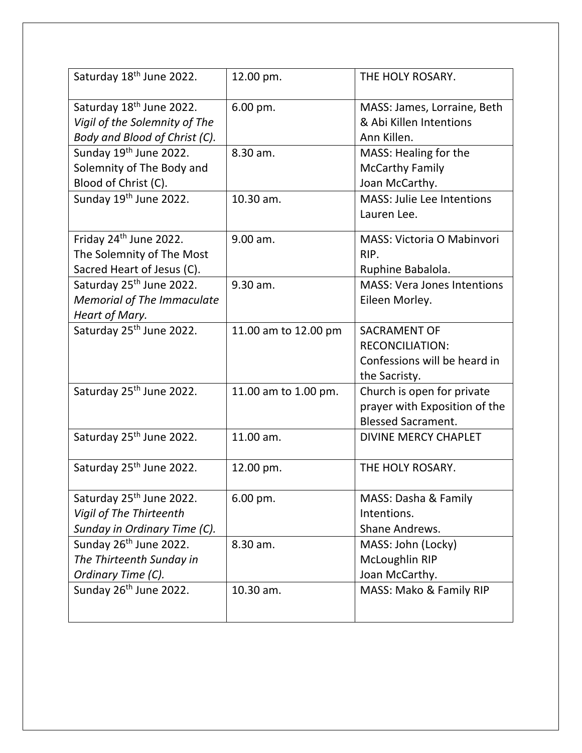| | | |
|---|---|---|
| Saturday 18th June 2022. | 12.00 pm. | THE HOLY ROSARY. |
| Saturday 18th June 2022. *Vigil of the Solemnity of The Body and Blood of Christ (C).* | 6.00 pm. | MASS: James, Lorraine, Beth & Abi Killen Intentions Ann Killen. |
| Sunday 19th June 2022. Solemnity of The Body and Blood of Christ (C). | 8.30 am. | MASS: Healing for the McCarthy Family Joan McCarthy. |
| Sunday 19th June 2022. | 10.30 am. | MASS: Julie Lee Intentions Lauren Lee. |
| Friday 24th June 2022. The Solemnity of The Most Sacred Heart of Jesus (C). | 9.00 am. | MASS: Victoria O Mabinvori RIP. Ruphine Babalola. |
| Saturday 25th June 2022. *Memorial of The Immaculate Heart of Mary.* | 9.30 am. | MASS: Vera Jones Intentions Eileen Morley. |
| Saturday 25th June 2022. | 11.00 am to 12.00 pm | SACRAMENT OF RECONCILIATION: Confessions will be heard in the Sacristy. |
| Saturday 25th June 2022. | 11.00 am to 1.00 pm. | Church is open for private prayer with Exposition of the Blessed Sacrament. |
| Saturday 25th June 2022. | 11.00 am. | DIVINE MERCY CHAPLET |
| Saturday 25th June 2022. | 12.00 pm. | THE HOLY ROSARY. |
| Saturday 25th June 2022. *Vigil of The Thirteenth Sunday in Ordinary Time (C).* | 6.00 pm. | MASS: Dasha & Family Intentions. Shane Andrews. |
| Sunday 26th June 2022. *The Thirteenth Sunday in Ordinary Time (C).* | 8.30 am. | MASS: John (Locky) McLoughlin RIP Joan McCarthy. |
| Sunday 26th June 2022. | 10.30 am. | MASS: Mako & Family RIP |